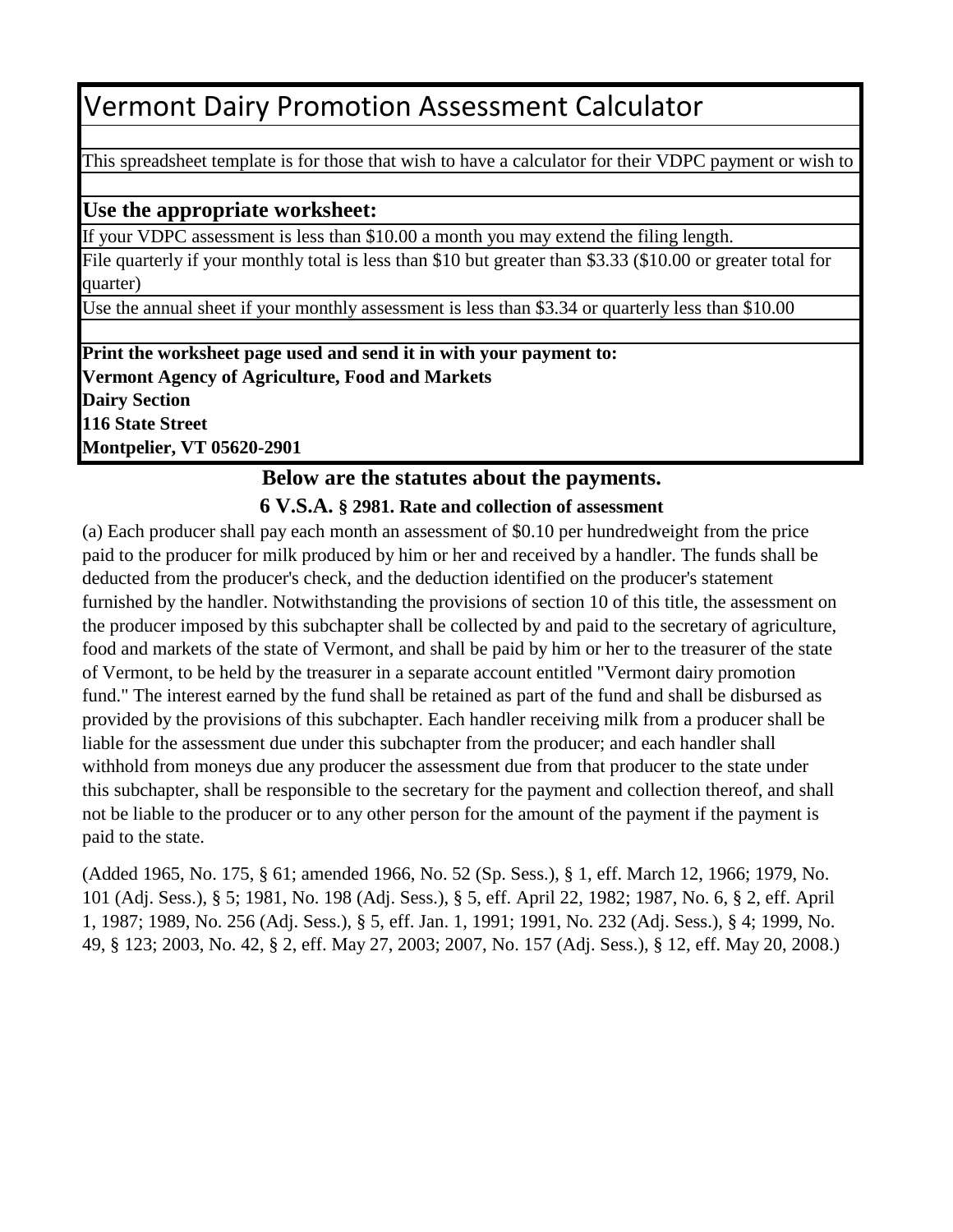# Vermont Dairy Promotion Assessment Calculator

This spreadsheet template is for those that wish to have a calculator for their VDPC payment or wish to

**Use the appropriate worksheet:**

If your VDPC assessment is less than $10.00 a month you may extend the filing length.

File quarterly if your monthly total is less than $10 but greater than $3.33 ($10.00 or greater total for quarter)

Use the annual sheet if your monthly assessment is less than $3.34 or quarterly less than $10.00

**Print the worksheet page used and send it in with your payment to:**
**Vermont Agency of Agriculture, Food and Markets**
**Dairy Section**
**116 State Street**
**Montpelier, VT 05620-2901**

## Below are the statutes about the payments.

### 6 V.S.A. § 2981. Rate and collection of assessment

(a) Each producer shall pay each month an assessment of $0.10 per hundredweight from the price paid to the producer for milk produced by him or her and received by a handler. The funds shall be deducted from the producer's check, and the deduction identified on the producer's statement furnished by the handler. Notwithstanding the provisions of section 10 of this title, the assessment on the producer imposed by this subchapter shall be collected by and paid to the secretary of agriculture, food and markets of the state of Vermont, and shall be paid by him or her to the treasurer of the state of Vermont, to be held by the treasurer in a separate account entitled "Vermont dairy promotion fund." The interest earned by the fund shall be retained as part of the fund and shall be disbursed as provided by the provisions of this subchapter. Each handler receiving milk from a producer shall be liable for the assessment due under this subchapter from the producer; and each handler shall withhold from moneys due any producer the assessment due from that producer to the state under this subchapter, shall be responsible to the secretary for the payment and collection thereof, and shall not be liable to the producer or to any other person for the amount of the payment if the payment is paid to the state.

(Added 1965, No. 175, § 61; amended 1966, No. 52 (Sp. Sess.), § 1, eff. March 12, 1966; 1979, No. 101 (Adj. Sess.), § 5; 1981, No. 198 (Adj. Sess.), § 5, eff. April 22, 1982; 1987, No. 6, § 2, eff. April 1, 1987; 1989, No. 256 (Adj. Sess.), § 5, eff. Jan. 1, 1991; 1991, No. 232 (Adj. Sess.), § 4; 1999, No. 49, § 123; 2003, No. 42, § 2, eff. May 27, 2003; 2007, No. 157 (Adj. Sess.), § 12, eff. May 20, 2008.)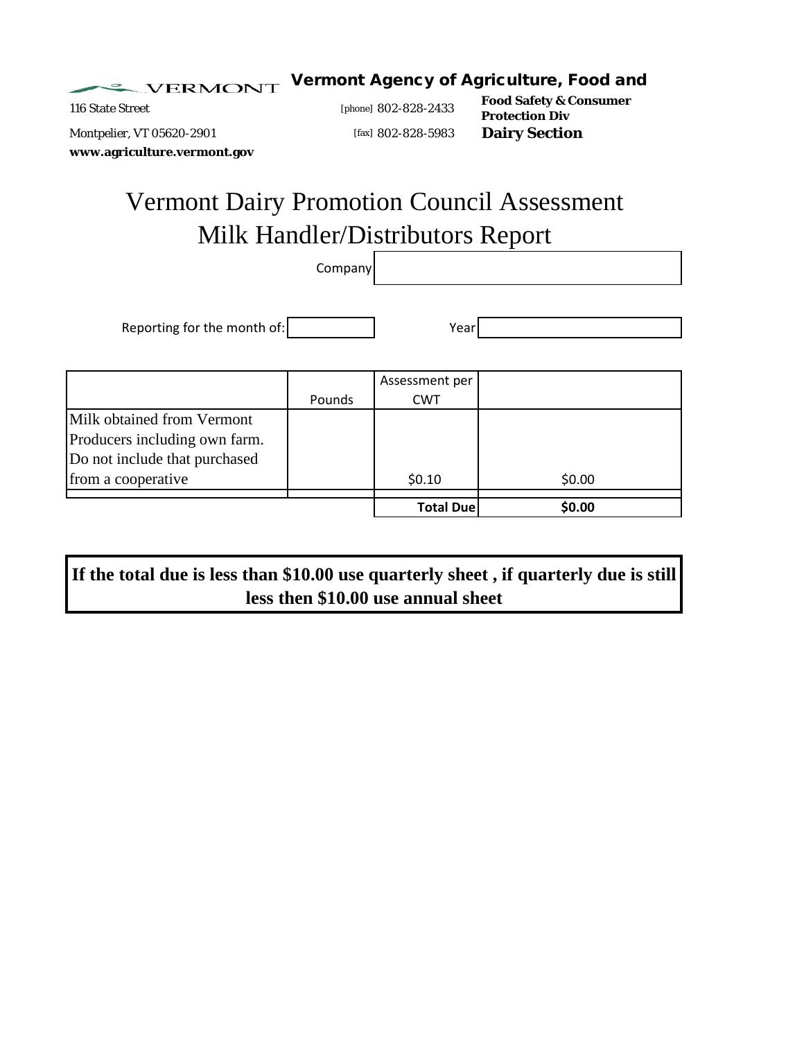VERMONT **Vermont Agency of Agriculture, Food and**

116 State Street [phone] 802-828-2433 **Food Safety & Consumer Protection Div**

Montpelier, VT 05620-2901 [fax] 802-828-5983 **Dairy Section**

**www.agriculture.vermont.gov**

# Vermont Dairy Promotion Council Assessment Milk Handler/Distributors Report

Company: 

Reporting for the month of:  Year: 

|  | Pounds | Assessment per CWT |  |
|---|---|---|---|
| Milk obtained from Vermont Producers including own farm. Do not include that purchased from a cooperative |  | $0.10 | $0.00 |
|  |  |  |  |
|  |  | **Total Due** | **$0.00** |

**If the total due is less than $10.00 use quarterly sheet , if quarterly due is still less then $10.00 use annual sheet**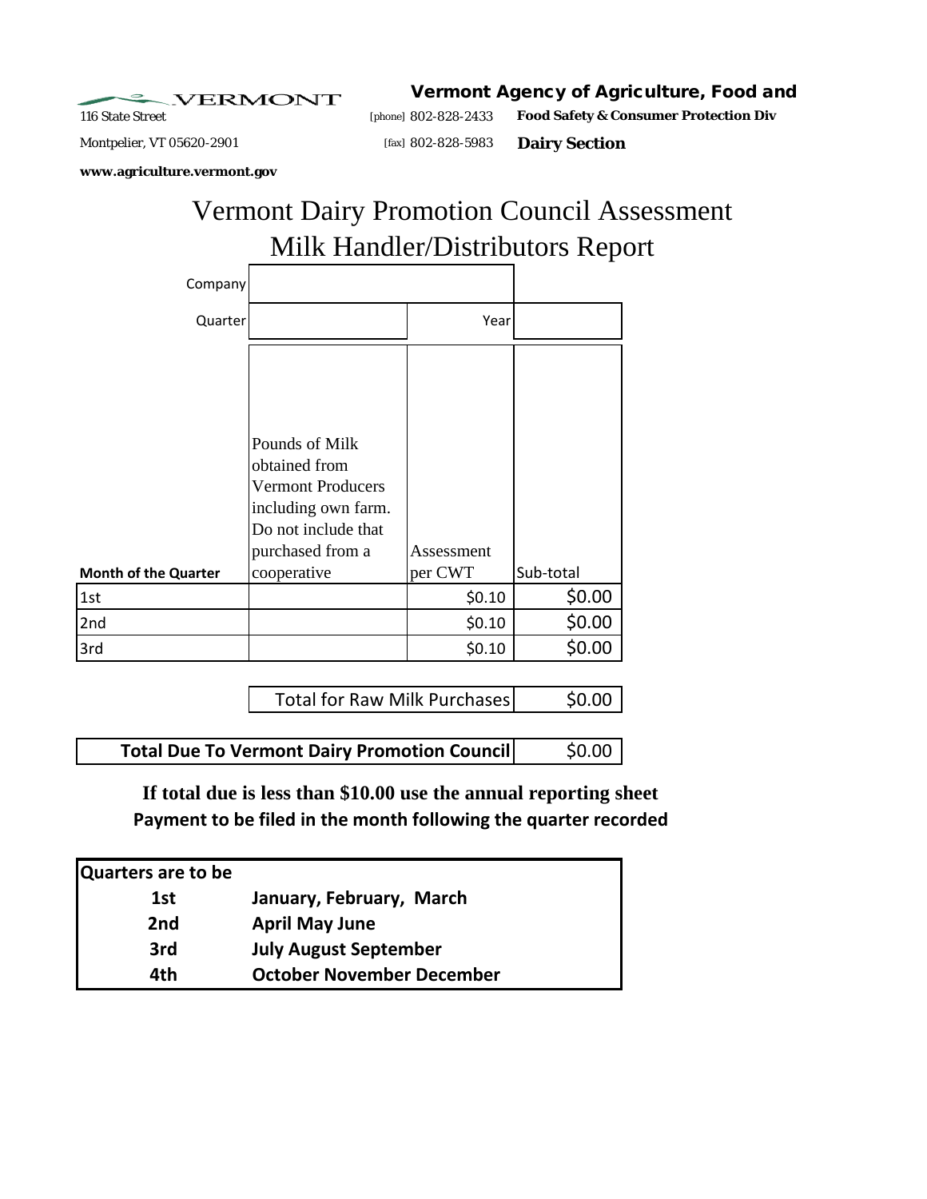VERMONT

116 State Street
Montpelier, VT 05620-2901
**www.agriculture.vermont.gov**

[phone] 802-828-2433
[fax] 802-828-5983

**Vermont Agency of Agriculture, Food and**
**Food Safety & Consumer Protection Div**
**Dairy Section**

# Vermont Dairy Promotion Council Assessment
# Milk Handler/Distributors Report

| Company | | | |
|---|---|---|---|
| Quarter | | Year | |

| **Month of the Quarter** | Pounds of Milk obtained from Vermont Producers including own farm. Do not include that purchased from a cooperative | Assessment per CWT | Sub-total |
|---|---|---|---|
| 1st | | $0.10 | $0.00 |
| 2nd | | $0.10 | $0.00 |
| 3rd | | $0.10 | $0.00 |

| Total for Raw Milk Purchases | $0.00 |
|---|---|

| **Total Due To Vermont Dairy Promotion Council** | $0.00 |
|---|---|

**If total due is less than $10.00 use the annual reporting sheet**
**Payment to be filed in the month following the quarter recorded**

| **Quarters are to be** | |
|---|---|
| **1st** | **January, February, March** |
| **2nd** | **April May June** |
| **3rd** | **July August September** |
| **4th** | **October November December** |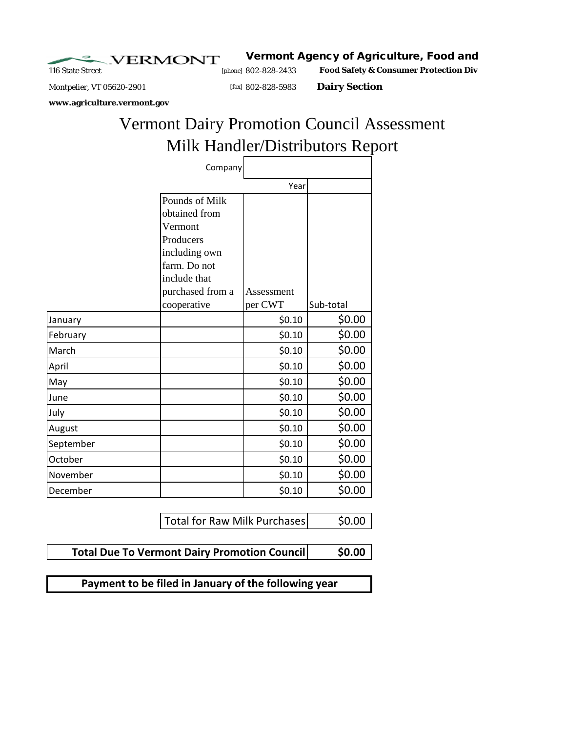VERMONT

116 State Street
Montpelier, VT 05620-2901
**www.agriculture.vermont.gov**

[phone] 802-828-2433
[fax] 802-828-5983

**Vermont Agency of Agriculture, Food and**
**Food Safety & Consumer Protection Div**
**Dairy Section**

# Vermont Dairy Promotion Council Assessment Milk Handler/Distributors Report

Company: 

Year: 

| | Pounds of Milk obtained from Vermont Producers including own farm. Do not include that purchased from a cooperative | Assessment per CWT | Sub-total |
|---|---|---|---|
| January | | $0.10 | $0.00 |
| February | | $0.10 | $0.00 |
| March | | $0.10 | $0.00 |
| April | | $0.10 | $0.00 |
| May | | $0.10 | $0.00 |
| June | | $0.10 | $0.00 |
| July | | $0.10 | $0.00 |
| August | | $0.10 | $0.00 |
| September | | $0.10 | $0.00 |
| October | | $0.10 | $0.00 |
| November | | $0.10 | $0.00 |
| December | | $0.10 | $0.00 |

| | |
|---|---|
| Total for Raw Milk Purchases | $0.00 |
| **Total Due To Vermont Dairy Promotion Council** | **$0.00** |

**Payment to be filed in January of the following year**